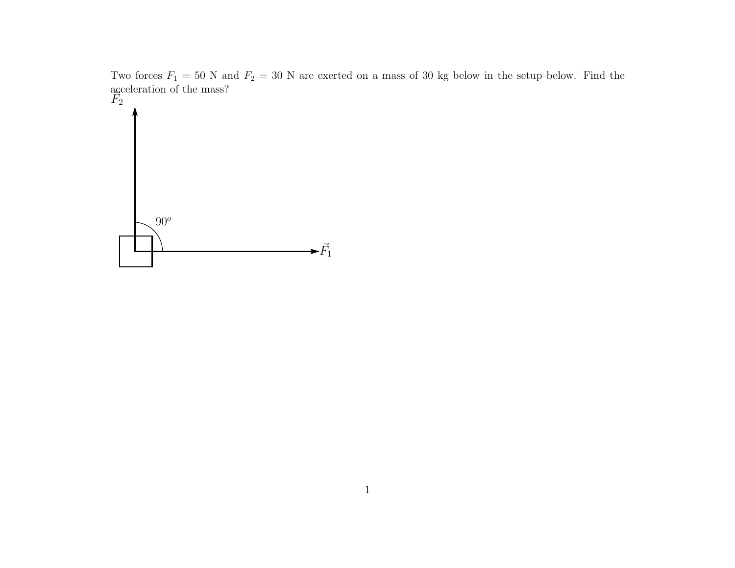Two forces $F_1 = 50$ N and $F_2 = 30$ N are exerted on a mass of 30 kg below in the setup below. Find the acceleration of the mass?

$\vec{F}_2$

$90^o$

$\vec{F}_1$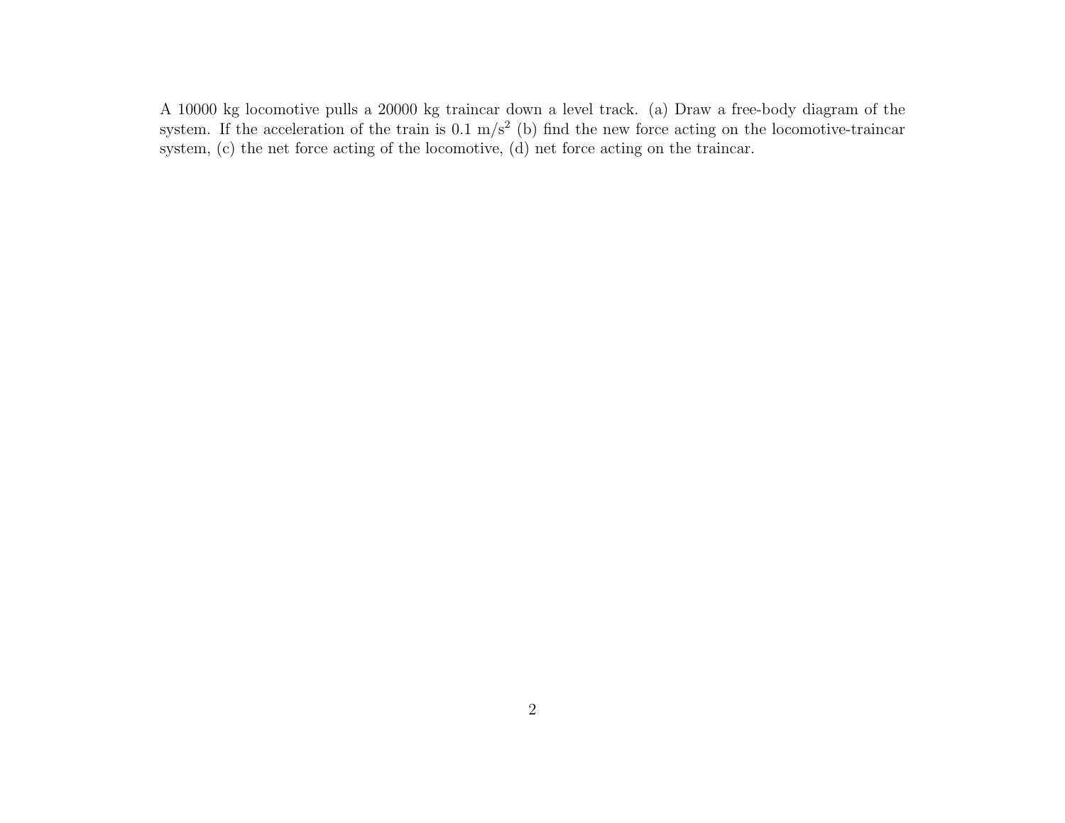A 10000 kg locomotive pulls a 20000 kg traincar down a level track. (a) Draw a free-body diagram of the system. If the acceleration of the train is 0.1 $m/s^2$ (b) find the new force acting on the locomotive-traincar system, (c) the net force acting of the locomotive, (d) net force acting on the traincar.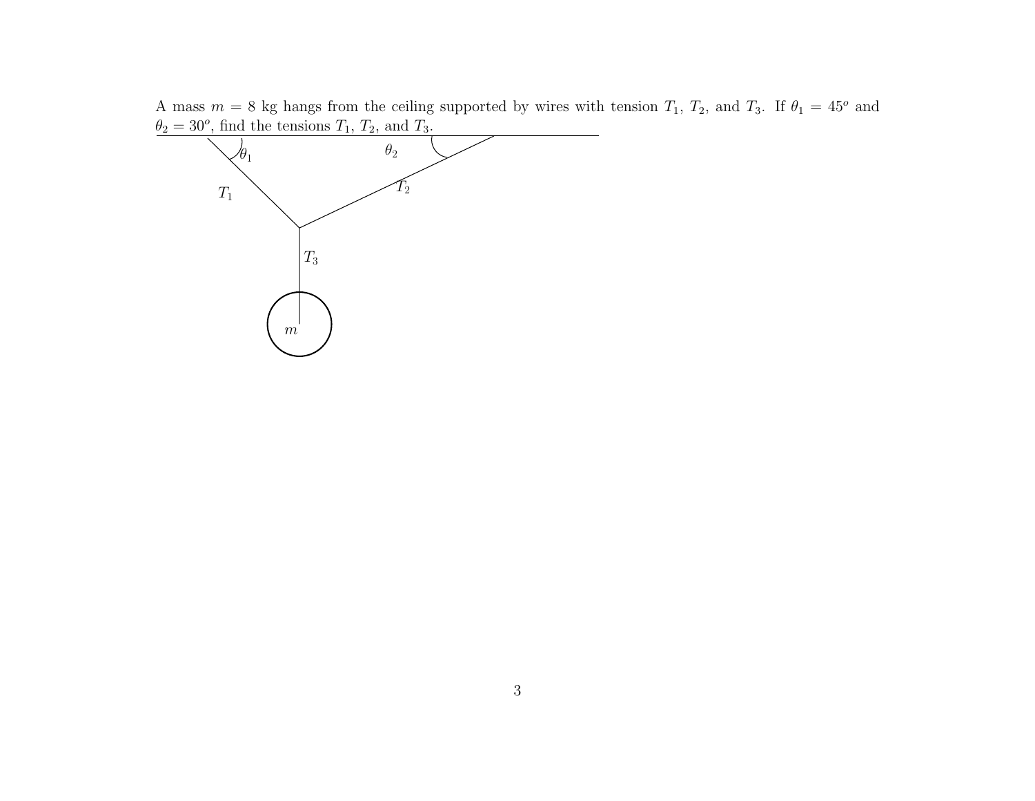A mass $m = 8$ kg hangs from the ceiling supported by wires with tension $T_1$, $T_2$, and $T_3$. If $\theta_1 = 45^o$ and $\theta_2 = 30^o$, find the tensions $T_1$, $T_2$, and $T_3$.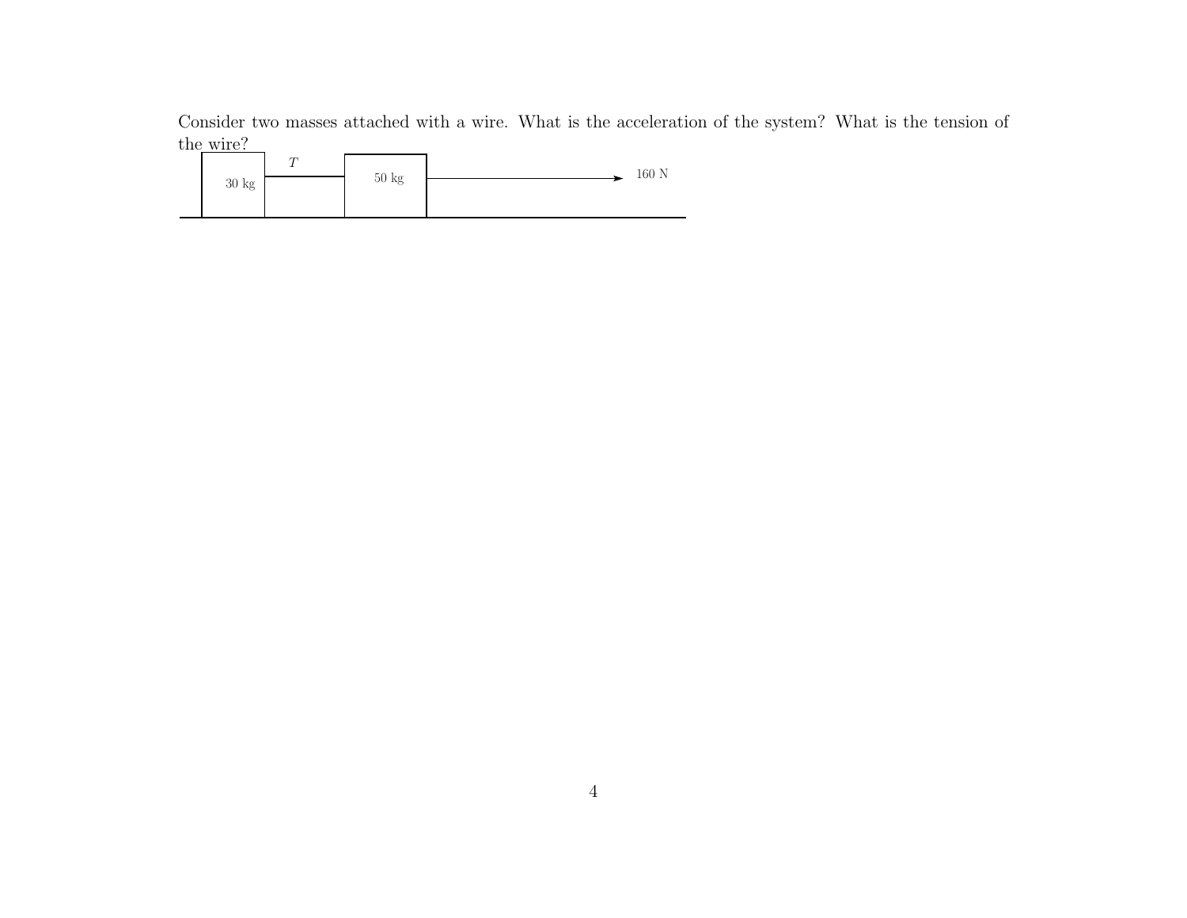Consider two masses attached with a wire. What is the acceleration of the system? What is the tension of the wire?

30 kg — $T$ — 50 kg — 160 N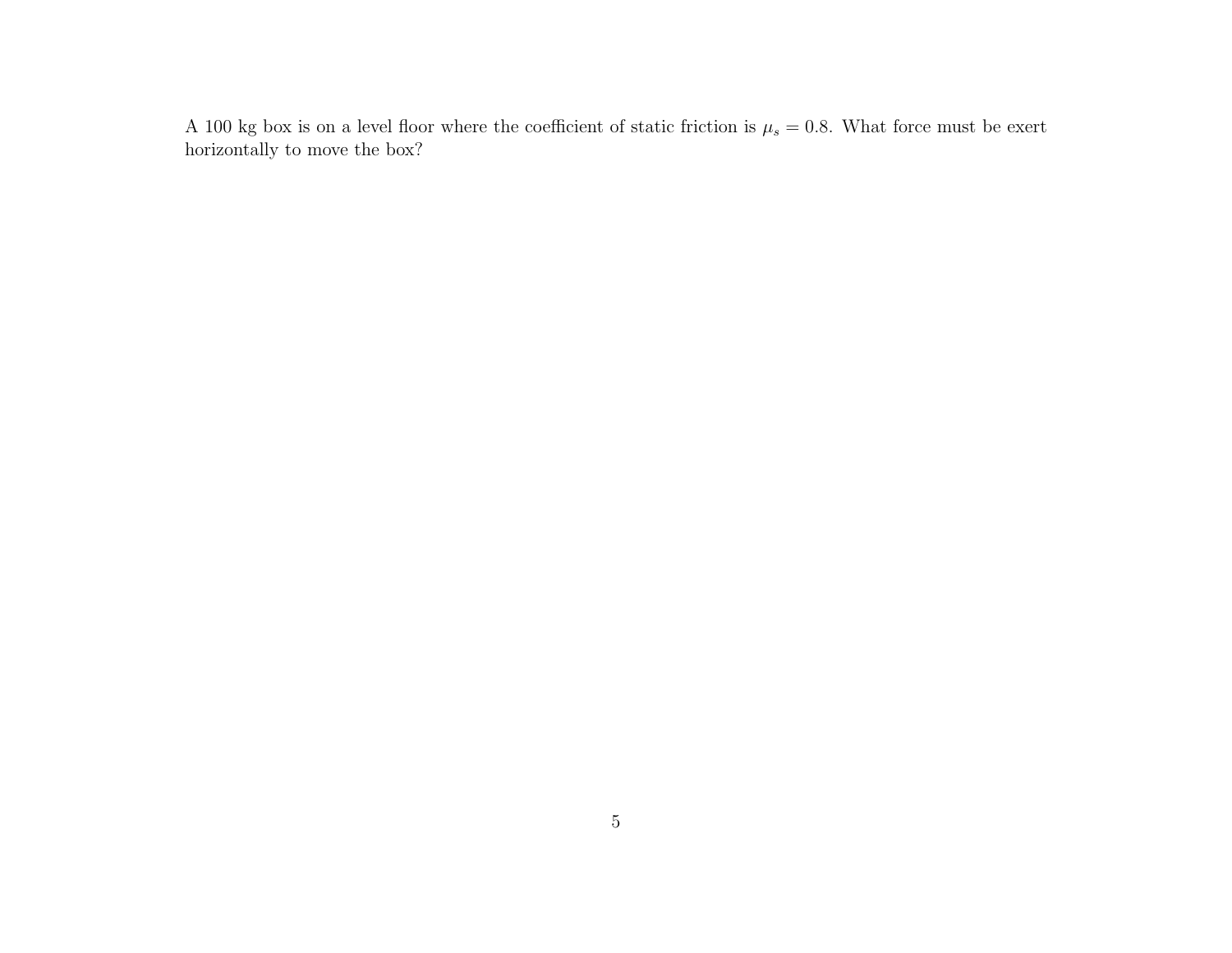A 100 kg box is on a level floor where the coefficient of static friction is $\mu_s = 0.8$. What force must be exert horizontally to move the box?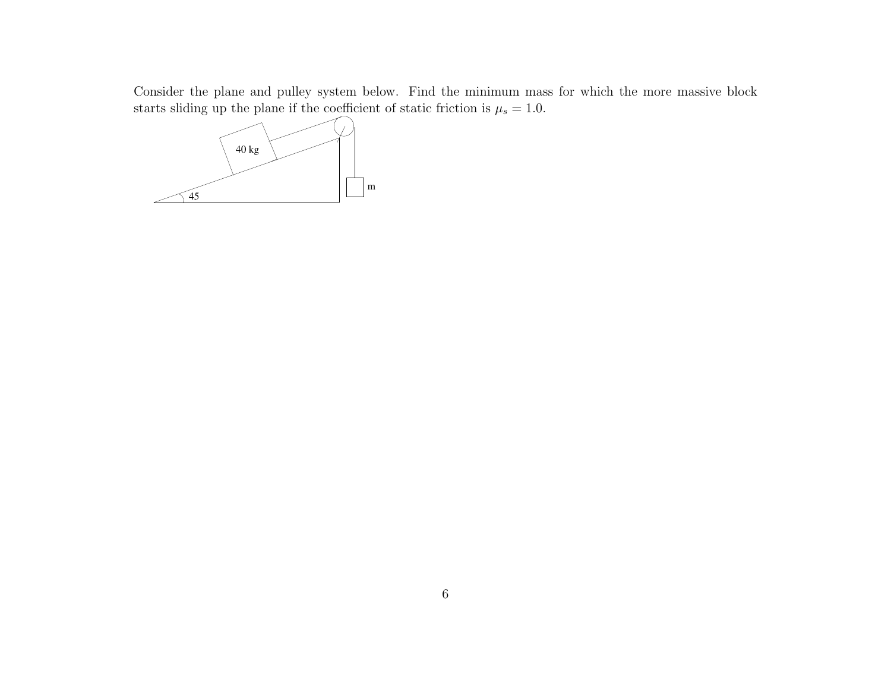Consider the plane and pulley system below. Find the minimum mass for which the more massive block starts sliding up the plane if the coefficient of static friction is $\mu_s = 1.0$.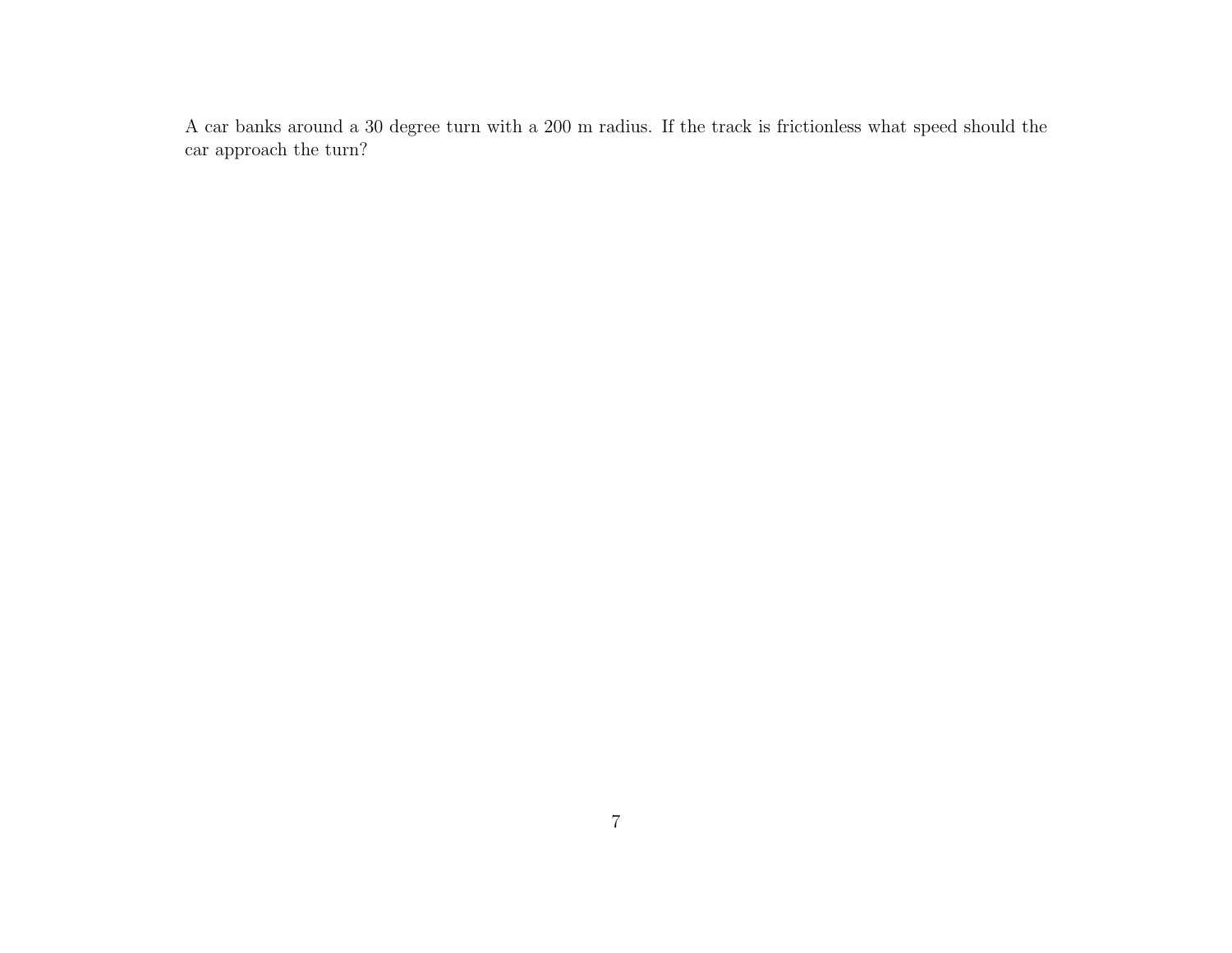A car banks around a 30 degree turn with a 200 m radius. If the track is frictionless what speed should the car approach the turn?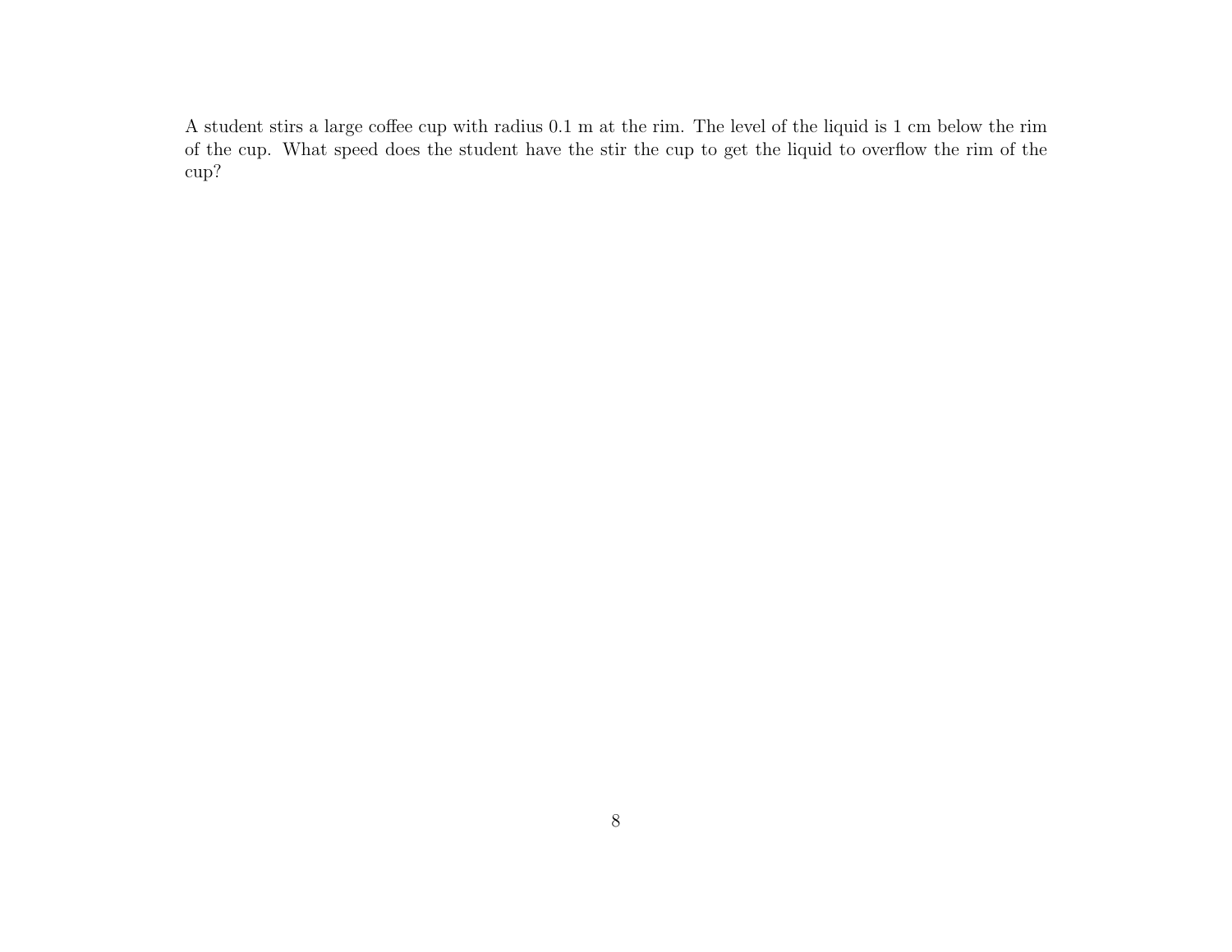A student stirs a large coffee cup with radius 0.1 m at the rim. The level of the liquid is 1 cm below the rim of the cup. What speed does the student have the stir the cup to get the liquid to overflow the rim of the cup?